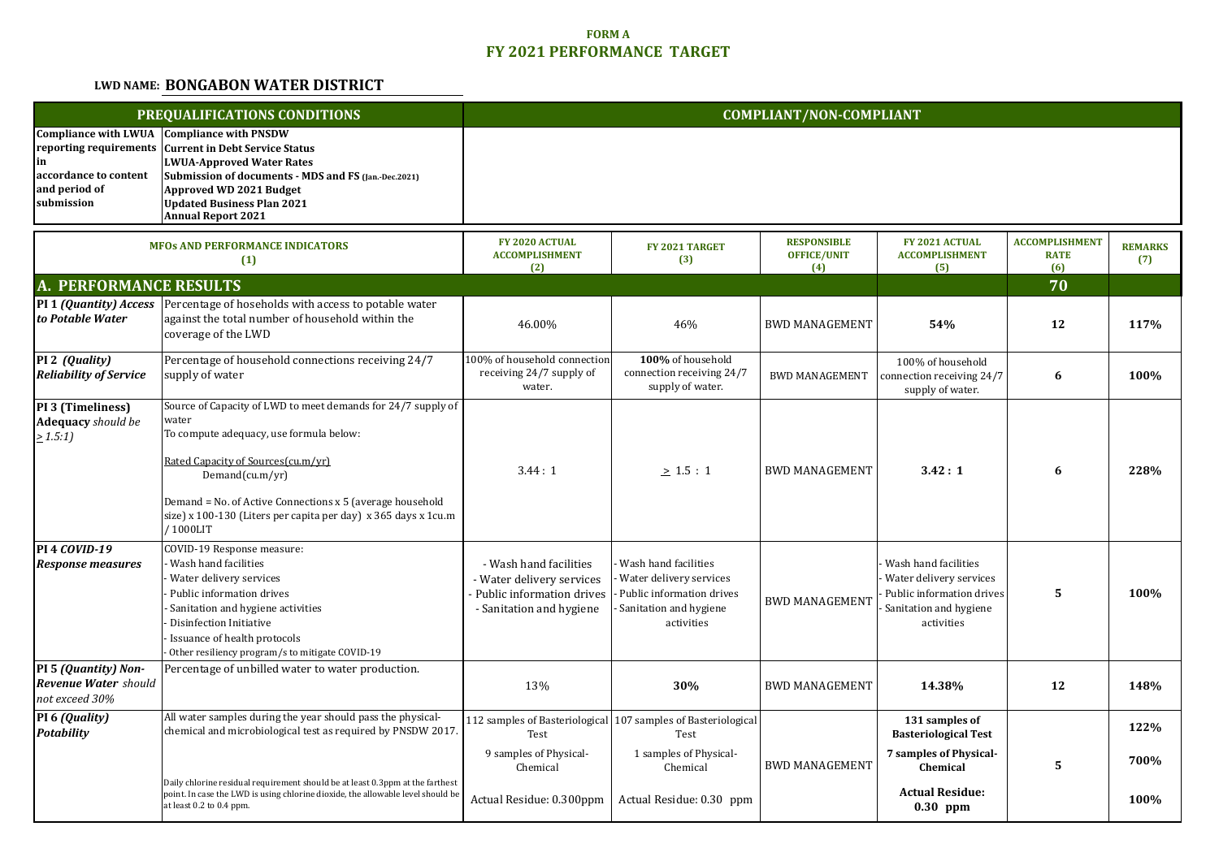**FORM A**

**FY 2021 PERFORMANCE TARGET**

**LWD NAME: BONGABON WATER DISTRICT**

| PREQUALIFICATIONS CONDITIONS | | COMPLIANT/NON-COMPLIANT |
|---|---|---|
| **Compliance with LWUA reporting requirements in accordance to content and period of submission** | **Compliance with PNSDW**<br>**Current in Debt Service Status**<br>**LWUA-Approved Water Rates**<br>**Submission of documents - MDS and FS (Jan.-Dec.2021)**<br>**Approved WD 2021 Budget**<br>**Updated Business Plan 2021**<br>**Annual Report 2021** | |

| MFOs AND PERFORMANCE INDICATORS (1) | | FY 2020 ACTUAL ACCOMPLISHMENT (2) | FY 2021 TARGET (3) | RESPONSIBLE OFFICE/UNIT (4) | FY 2021 ACTUAL ACCOMPLISHMENT (5) | ACCOMPLISHMENT RATE (6) | REMARKS (7) |
|---|---|---|---|---|---|---|---|
| **A. PERFORMANCE RESULTS** | | | | | | **70** | |
| **PI 1 *(Quantity)* *Access to Potable Water*** | Percentage of hoseholds with access to potable water against the total number of household within the coverage of the LWD | 46.00% | 46% | BWD MANAGEMENT | **54%** | **12** | **117%** |
| **PI 2 *(Quality)* *Reliability of Service*** | Percentage of household connections receiving 24/7 supply of water | 100% of household connection receiving 24/7 supply of water. | **100%** of household connection receiving 24/7 supply of water. | BWD MANAGEMENT | 100% of household connection receiving 24/7 supply of water. | **6** | **100%** |
| **PI 3 (Timeliness) Adequacy** *should be ≥ 1.5:1)* | Source of Capacity of LWD to meet demands for 24/7 supply of water<br>To compute adequacy, use formula below:<br>Rated Capacity of Sources(cu.m/yr) / Demand(cu.m/yr)<br>Demand = No. of Active Connections x 5 (average household size) x 100-130 (Liters per capita per day) x 365 days x 1cu.m /1000LIT | 3.44 : 1 | ≥ 1.5 : 1 | BWD MANAGEMENT | **3.42 : 1** | **6** | **228%** |
| **PI 4 *COVID-19 Response measures*** | COVID-19 Response measure:<br>- Wash hand facilities<br>- Water delivery services<br>- Public information drives<br>- Sanitation and hygiene activities<br>- Disinfection Initiative<br>- Issuance of health protocols<br>- Other resiliency program/s to mitigate COVID-19 | - Wash hand facilities<br>- Water delivery services<br>- Public information drives<br>- Sanitation and hygiene | - Wash hand facilities<br>- Water delivery services<br>- Public information drives<br>- Sanitation and hygiene activities | BWD MANAGEMENT | - Wash hand facilities<br>- Water delivery services<br>- Public information drives<br>- Sanitation and hygiene activities | **5** | **100%** |
| **PI 5 *(Quantity)* *Non-Revenue Water*** *should not exceed 30%* | Percentage of unbilled water to water production. | 13% | **30%** | BWD MANAGEMENT | **14.38%** | **12** | **148%** |
| **PI 6 *(Quality)* *Potability*** | All water samples during the year should pass the physical-chemical and microbiological test as required by PNSDW 2017. | 112 samples of Basteriological Test | 107 samples of Basteriological Test | BWD MANAGEMENT | **131 samples of Basteriological Test** | **5** | **122%** |
| | | 9 samples of Physical-Chemical | 1 samples of Physical-Chemical | | **7 samples of Physical-Chemical** | | **700%** |
| | Daily chlorine residual requirement should be at least 0.3ppm at the farthest point. In case the LWD is using chlorine dioxide, the allowable level should be at least 0.2 to 0.4 ppm. | Actual Residue: 0.300ppm | Actual Residue: 0.30 ppm | | **Actual Residue: 0.30 ppm** | | **100%** |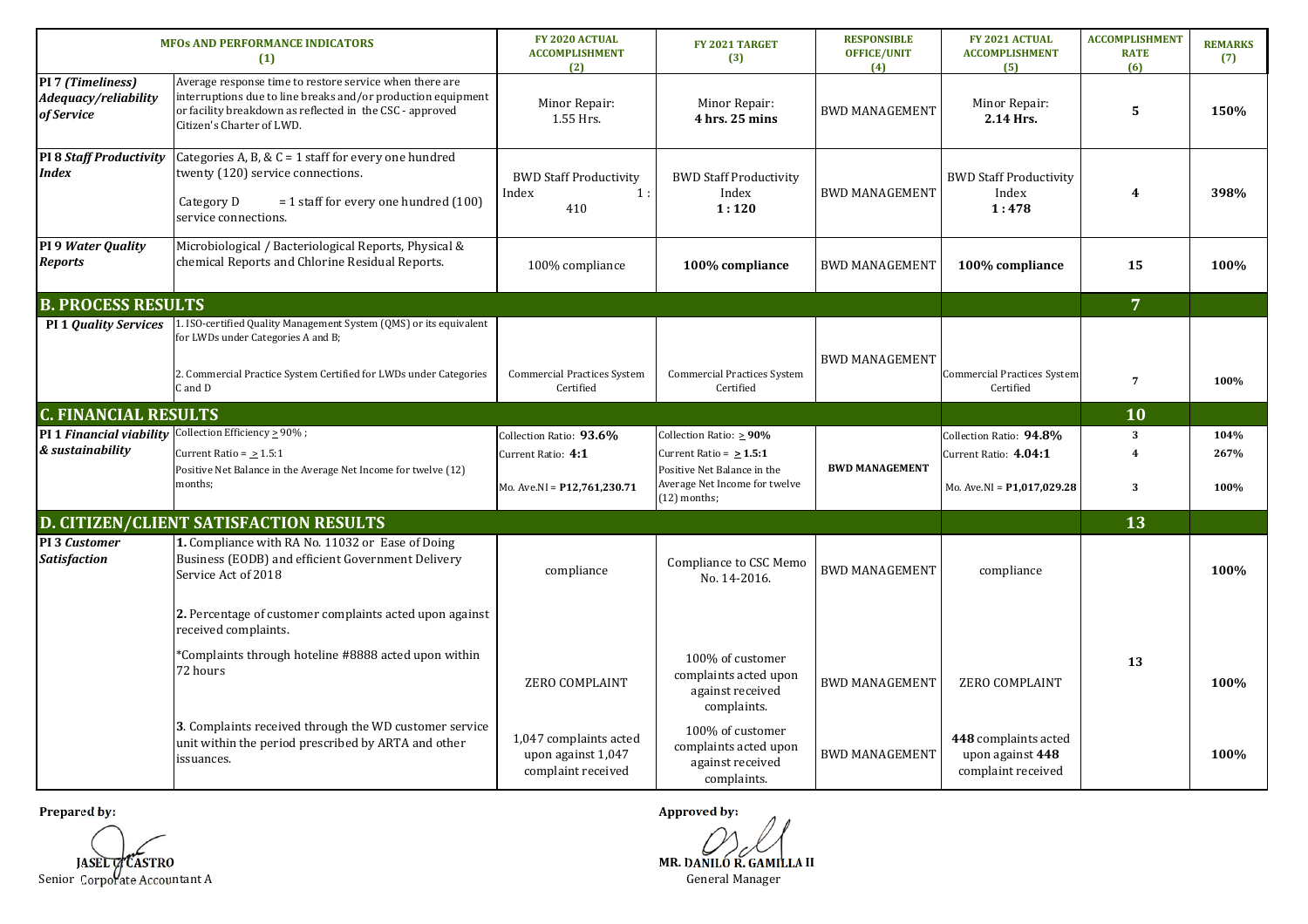| MFOs AND PERFORMANCE INDICATORS (1) | | FY 2020 ACTUAL ACCOMPLISHMENT (2) | FY 2021 TARGET (3) | RESPONSIBLE OFFICE/UNIT (4) | FY 2021 ACTUAL ACCOMPLISHMENT (5) | ACCOMPLISHMENT RATE (6) | REMARKS (7) |
|---|---|---|---|---|---|---|---|
| **PI 7 *(Timeliness) Adequacy/reliability of Service*** | Average response time to restore service when there are interruptions due to line breaks and/or production equipment or facility breakdown as reflected in the CSC - approved Citizen's Charter of LWD. | Minor Repair: 1.55 Hrs. | Minor Repair: **4 hrs. 25 mins** | BWD MANAGEMENT | Minor Repair: **2.14 Hrs.** | **5** | **150%** |
| **PI 8 *Staff Productivity Index*** | Categories A, B, & C = 1 staff for every one hundred twenty (120) service connections. Category D = 1 staff for every one hundred (100) service connections. | BWD Staff Productivity Index 1 : 410 | BWD Staff Productivity Index **1 : 120** | BWD MANAGEMENT | BWD Staff Productivity Index **1 : 478** | **4** | **398%** |
| **PI 9 *Water Quality Reports*** | Microbiological / Bacteriological Reports, Physical & chemical Reports and Chlorine Residual Reports. | 100% compliance | **100% compliance** | BWD MANAGEMENT | **100% compliance** | **15** | **100%** |
| **B. PROCESS RESULTS** | | | | | | **7** | |
| **PI 1 *Quality Services*** | 1. ISO-certified Quality Management System (QMS) or its equivalent for LWDs under Categories A and B; 2. Commercial Practice System Certified for LWDs under Categories C and D | Commercial Practices System Certified | Commercial Practices System Certified | BWD MANAGEMENT | Commercial Practices System Certified | 7 | 100% |
| **C. FINANCIAL RESULTS** | | | | | | **10** | |
| **PI 1 *Financial viability & sustainability*** | Collection Efficiency ≥ 90% ; | Collection Ratio: **93.6%** | Collection Ratio: **≥ 90%** | BWD MANAGEMENT | Collection Ratio: **94.8%** | 3 | 104% |
| | Current Ratio = ≥ 1.5:1 | Current Ratio: **4:1** | Current Ratio = **≥ 1.5:1** | | Current Ratio: **4.04:1** | 4 | 267% |
| | Positive Net Balance in the Average Net Income for twelve (12) months; | Mo. Ave.NI = **P12,761,230.71** | Positive Net Balance in the Average Net Income for twelve (12) months; | | Mo. Ave.NI = **P1,017,029.28** | 3 | 100% |
| **D. CITIZEN/CLIENT SATISFACTION RESULTS** | | | | | | **13** | |
| **PI 3 *Customer Satisfaction*** | **1.** Compliance with RA No. 11032 or Ease of Doing Business (EODB) and efficient Government Delivery Service Act of 2018 | compliance | Compliance to CSC Memo No. 14-2016. | BWD MANAGEMENT | compliance | 13 | **100%** |
| | **2.** Percentage of customer complaints acted upon against received complaints. *Complaints through hoteline #8888 acted upon within 72 hours | ZERO COMPLAINT | 100% of customer complaints acted upon against received complaints. | BWD MANAGEMENT | ZERO COMPLAINT | | **100%** |
| | **3**. Complaints received through the WD customer service unit within the period prescribed by ARTA and other issuances. | 1,047 complaints acted upon against 1,047 complaint received | 100% of customer complaints acted upon against received complaints. | BWD MANAGEMENT | **448** complaints acted upon against **448** complaint received | | **100%** |

**Prepared by:**

**JASEL Q CASTRO**
Senior Corporate Accountant A

**Approved by:**

**MR. DANILO R. GAMILLA II**
General Manager